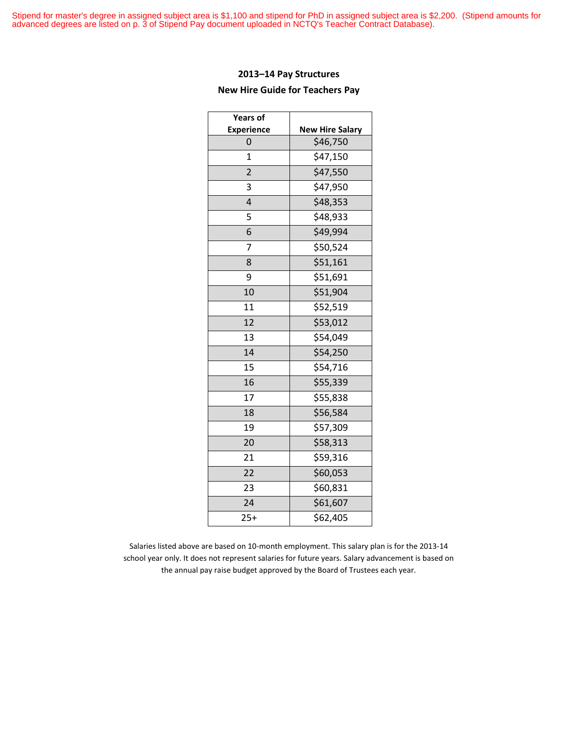Stipend for master's degree in assigned subject area is $1,100 and stipend for PhD in assigned subject area is $2,200. (Stipend amounts for advanced degrees are listed on p. 3 of Stipend Pay document uploaded in NCTQ's Teacher Contract Database).

## 2013–14 Pay Structures

## New Hire Guide for Teachers Pay

| Years of Experience | New Hire Salary |
|---|---|
| 0 | $46,750 |
| 1 | $47,150 |
| 2 | $47,550 |
| 3 | $47,950 |
| 4 | $48,353 |
| 5 | $48,933 |
| 6 | $49,994 |
| 7 | $50,524 |
| 8 | $51,161 |
| 9 | $51,691 |
| 10 | $51,904 |
| 11 | $52,519 |
| 12 | $53,012 |
| 13 | $54,049 |
| 14 | $54,250 |
| 15 | $54,716 |
| 16 | $55,339 |
| 17 | $55,838 |
| 18 | $56,584 |
| 19 | $57,309 |
| 20 | $58,313 |
| 21 | $59,316 |
| 22 | $60,053 |
| 23 | $60,831 |
| 24 | $61,607 |
| 25+ | $62,405 |

Salaries listed above are based on 10-month employment. This salary plan is for the 2013-14 school year only. It does not represent salaries for future years. Salary advancement is based on the annual pay raise budget approved by the Board of Trustees each year.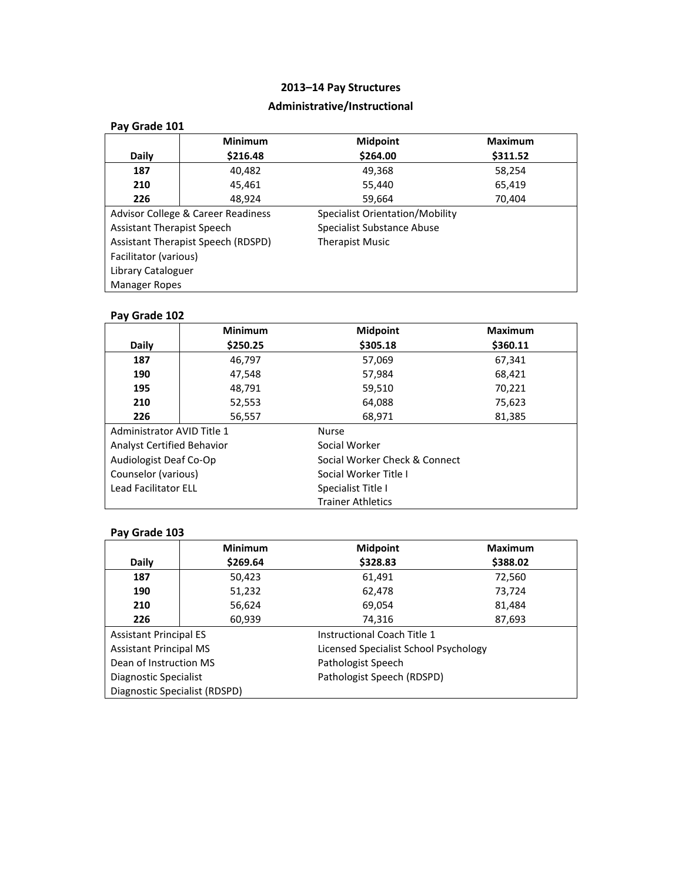# 2013–14 Pay Structures

## Administrative/Instructional

### Pay Grade 101

| Daily | Minimum<br>$216.48 | Midpoint<br>$264.00 | Maximum<br>$311.52 |
|---|---|---|---|
| **187** | 40,482 | 49,368 | 58,254 |
| **210** | 45,461 | 55,440 | 65,419 |
| **226** | 48,924 | 59,664 | 70,404 |

- Advisor College & Career Readiness
- Assistant Therapist Speech
- Assistant Therapist Speech (RDSPD)
- Facilitator (various)
- Library Cataloguer
- Manager Ropes
- Specialist Orientation/Mobility
- Specialist Substance Abuse
- Therapist Music

### Pay Grade 102

| Daily | Minimum<br>$250.25 | Midpoint<br>$305.18 | Maximum<br>$360.11 |
|---|---|---|---|
| **187** | 46,797 | 57,069 | 67,341 |
| **190** | 47,548 | 57,984 | 68,421 |
| **195** | 48,791 | 59,510 | 70,221 |
| **210** | 52,553 | 64,088 | 75,623 |
| **226** | 56,557 | 68,971 | 81,385 |

- Administrator AVID Title 1
- Analyst Certified Behavior
- Audiologist Deaf Co-Op
- Counselor (various)
- Lead Facilitator ELL
- Nurse
- Social Worker
- Social Worker Check & Connect
- Social Worker Title I
- Specialist Title I
- Trainer Athletics

### Pay Grade 103

| Daily | Minimum<br>$269.64 | Midpoint<br>$328.83 | Maximum<br>$388.02 |
|---|---|---|---|
| **187** | 50,423 | 61,491 | 72,560 |
| **190** | 51,232 | 62,478 | 73,724 |
| **210** | 56,624 | 69,054 | 81,484 |
| **226** | 60,939 | 74,316 | 87,693 |

- Assistant Principal ES
- Assistant Principal MS
- Dean of Instruction MS
- Diagnostic Specialist
- Diagnostic Specialist (RDSPD)
- Instructional Coach Title 1
- Licensed Specialist School Psychology
- Pathologist Speech
- Pathologist Speech (RDSPD)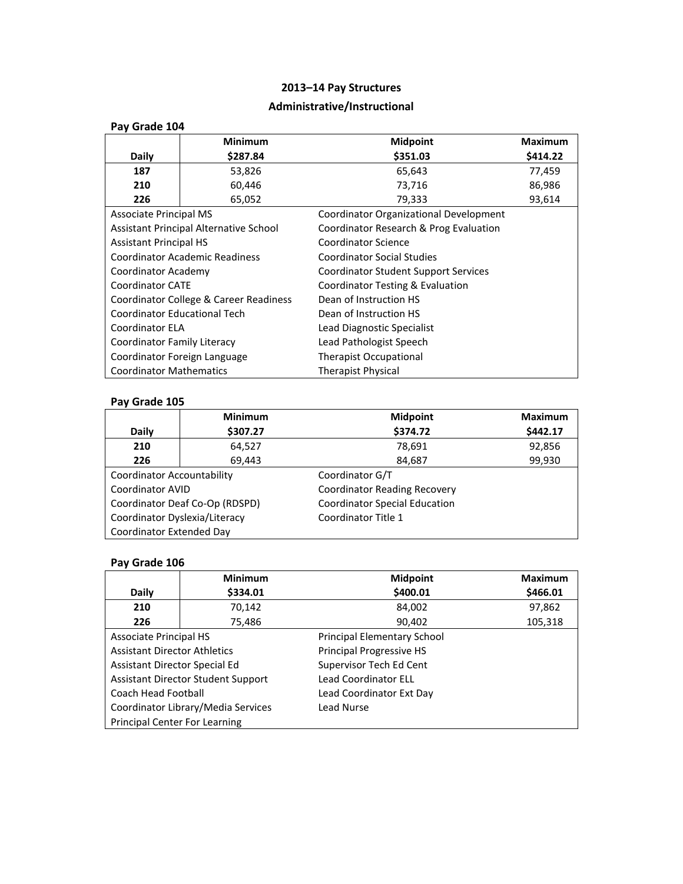# 2013–14 Pay Structures

## Administrative/Instructional

### Pay Grade 104

| Daily | Minimum<br>$287.84 | Midpoint<br>$351.03 | Maximum<br>$414.22 |
|---|---|---|---|
| 187 | 53,826 | 65,643 | 77,459 |
| 210 | 60,446 | 73,716 | 86,986 |
| 226 | 65,052 | 79,333 | 93,614 |

| | |
|---|---|
| Associate Principal MS | Coordinator Organizational Development |
| Assistant Principal Alternative School | Coordinator Research & Prog Evaluation |
| Assistant Principal HS | Coordinator Science |
| Coordinator Academic Readiness | Coordinator Social Studies |
| Coordinator Academy | Coordinator Student Support Services |
| Coordinator CATE | Coordinator Testing & Evaluation |
| Coordinator College & Career Readiness | Dean of Instruction HS |
| Coordinator Educational Tech | Dean of Instruction HS |
| Coordinator ELA | Lead Diagnostic Specialist |
| Coordinator Family Literacy | Lead Pathologist Speech |
| Coordinator Foreign Language | Therapist Occupational |
| Coordinator Mathematics | Therapist Physical |

### Pay Grade 105

| Daily | Minimum<br>$307.27 | Midpoint<br>$374.72 | Maximum<br>$442.17 |
|---|---|---|---|
| 210 | 64,527 | 78,691 | 92,856 |
| 226 | 69,443 | 84,687 | 99,930 |

| | |
|---|---|
| Coordinator Accountability | Coordinator G/T |
| Coordinator AVID | Coordinator Reading Recovery |
| Coordinator Deaf Co-Op (RDSPD) | Coordinator Special Education |
| Coordinator Dyslexia/Literacy | Coordinator Title 1 |
| Coordinator Extended Day | |

### Pay Grade 106

| Daily | Minimum<br>$334.01 | Midpoint<br>$400.01 | Maximum<br>$466.01 |
|---|---|---|---|
| 210 | 70,142 | 84,002 | 97,862 |
| 226 | 75,486 | 90,402 | 105,318 |

| | |
|---|---|
| Associate Principal HS | Principal Elementary School |
| Assistant Director Athletics | Principal Progressive HS |
| Assistant Director Special Ed | Supervisor Tech Ed Cent |
| Assistant Director Student Support | Lead Coordinator ELL |
| Coach Head Football | Lead Coordinator Ext Day |
| Coordinator Library/Media Services | Lead Nurse |
| Principal Center For Learning | |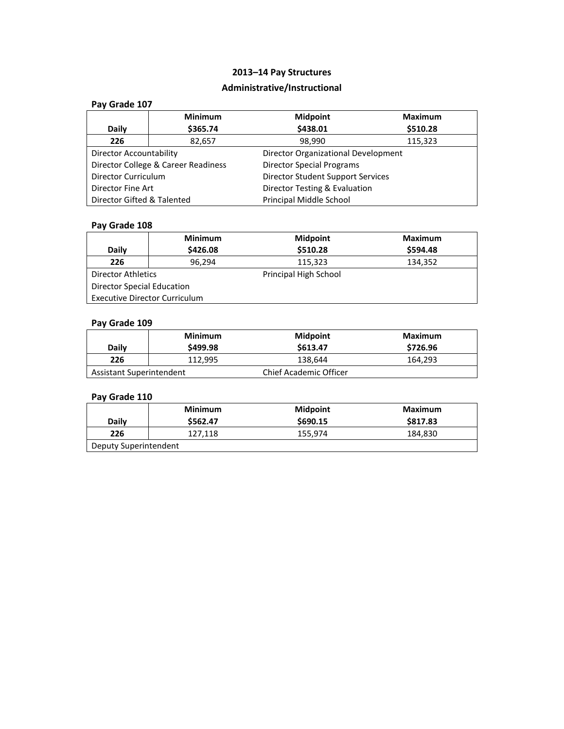# 2013–14 Pay Structures

## Administrative/Instructional

### Pay Grade 107

| Daily | Minimum<br>$365.74 | Midpoint<br>$438.01 | Maximum<br>$510.28 |
|---|---|---|---|
| **226** | 82,657 | 98,990 | 115,323 |

| | |
|---|---|
| Director Accountability | Director Organizational Development |
| Director College & Career Readiness | Director Special Programs |
| Director Curriculum | Director Student Support Services |
| Director Fine Art | Director Testing & Evaluation |
| Director Gifted & Talented | Principal Middle School |

### Pay Grade 108

| Daily | Minimum<br>$426.08 | Midpoint<br>$510.28 | Maximum<br>$594.48 |
|---|---|---|---|
| **226** | 96,294 | 115,323 | 134,352 |

| | |
|---|---|
| Director Athletics | Principal High School |
| Director Special Education | |
| Executive Director Curriculum | |

### Pay Grade 109

| Daily | Minimum<br>$499.98 | Midpoint<br>$613.47 | Maximum<br>$726.96 |
|---|---|---|---|
| **226** | 112,995 | 138,644 | 164,293 |

| | |
|---|---|
| Assistant Superintendent | Chief Academic Officer |

### Pay Grade 110

| Daily | Minimum<br>$562.47 | Midpoint<br>$690.15 | Maximum<br>$817.83 |
|---|---|---|---|
| **226** | 127,118 | 155,974 | 184,830 |

| |
|---|
| Deputy Superintendent |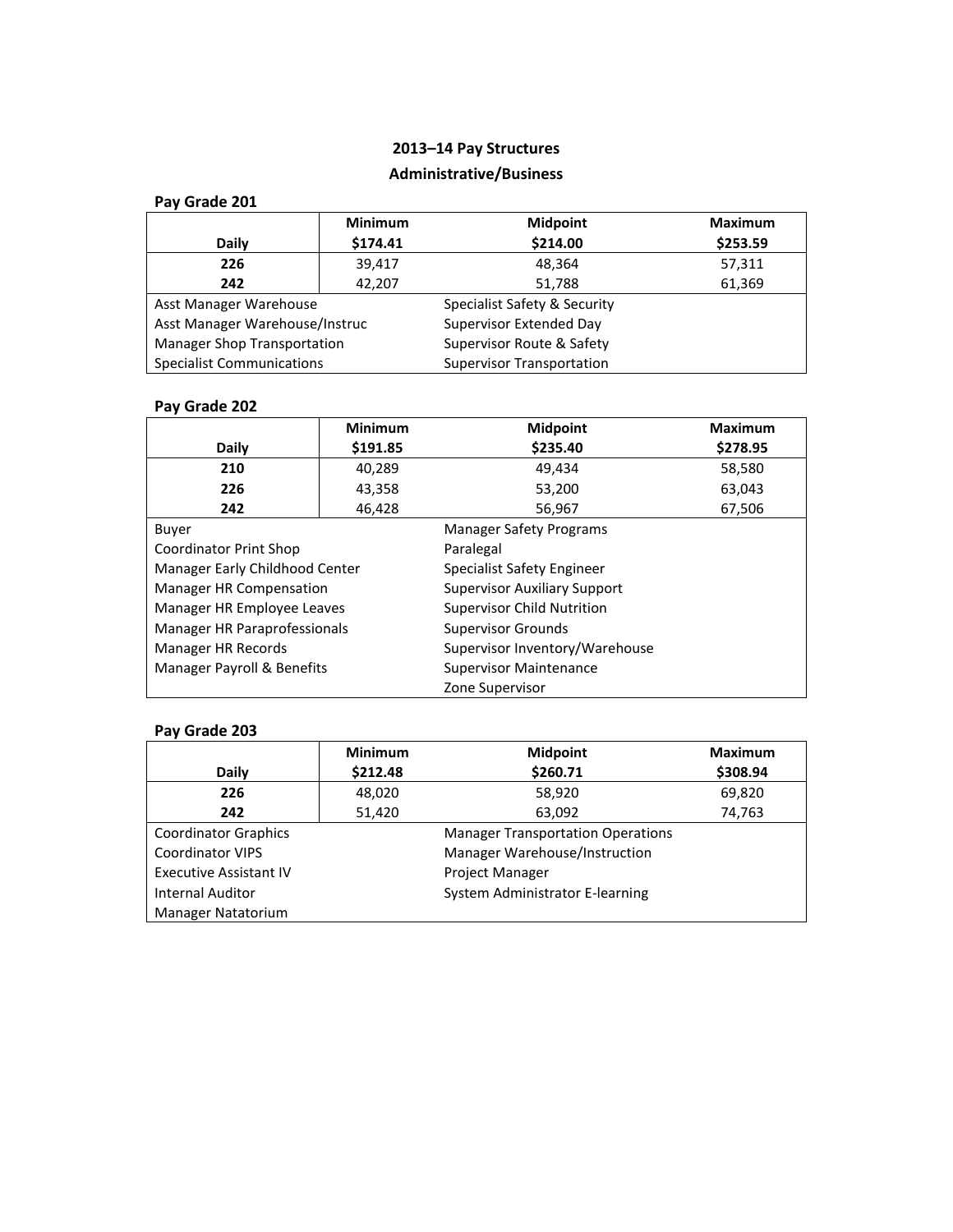# 2013–14 Pay Structures

## Administrative/Business

### Pay Grade 201

| Daily | Minimum $174.41 | Midpoint $214.00 | Maximum $253.59 |
|---|---|---|---|
| **226** | 39,417 | 48,364 | 57,311 |
| **242** | 42,207 | 51,788 | 61,369 |

| | |
|---|---|
| Asst Manager Warehouse | Specialist Safety & Security |
| Asst Manager Warehouse/Instruc | Supervisor Extended Day |
| Manager Shop Transportation | Supervisor Route & Safety |
| Specialist Communications | Supervisor Transportation |

### Pay Grade 202

| Daily | Minimum $191.85 | Midpoint $235.40 | Maximum $278.95 |
|---|---|---|---|
| **210** | 40,289 | 49,434 | 58,580 |
| **226** | 43,358 | 53,200 | 63,043 |
| **242** | 46,428 | 56,967 | 67,506 |

| | |
|---|---|
| Buyer | Manager Safety Programs |
| Coordinator Print Shop | Paralegal |
| Manager Early Childhood Center | Specialist Safety Engineer |
| Manager HR Compensation | Supervisor Auxiliary Support |
| Manager HR Employee Leaves | Supervisor Child Nutrition |
| Manager HR Paraprofessionals | Supervisor Grounds |
| Manager HR Records | Supervisor Inventory/Warehouse |
| Manager Payroll & Benefits | Supervisor Maintenance |
| | Zone Supervisor |

### Pay Grade 203

| Daily | Minimum $212.48 | Midpoint $260.71 | Maximum $308.94 |
|---|---|---|---|
| **226** | 48,020 | 58,920 | 69,820 |
| **242** | 51,420 | 63,092 | 74,763 |

| | |
|---|---|
| Coordinator Graphics | Manager Transportation Operations |
| Coordinator VIPS | Manager Warehouse/Instruction |
| Executive Assistant IV | Project Manager |
| Internal Auditor | System Administrator E-learning |
| Manager Natatorium | |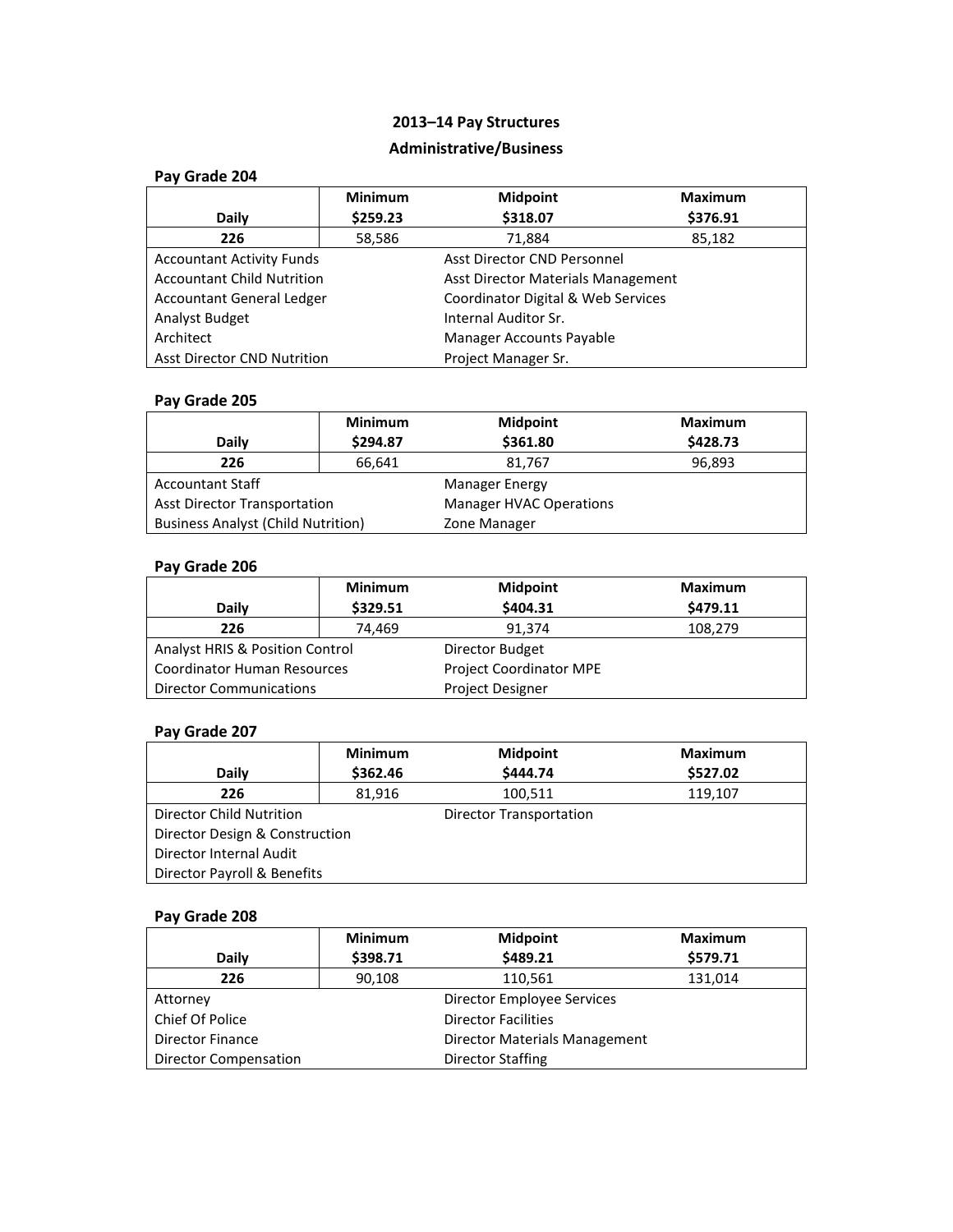# 2013–14 Pay Structures

## Administrative/Business

### Pay Grade 204

| Daily | Minimum $259.23 | Midpoint $318.07 | Maximum $376.91 |
|---|---|---|---|
| 226 | 58,586 | 71,884 | 85,182 |

| | |
|---|---|
| Accountant Activity Funds | Asst Director CND Personnel |
| Accountant Child Nutrition | Asst Director Materials Management |
| Accountant General Ledger | Coordinator Digital & Web Services |
| Analyst Budget | Internal Auditor Sr. |
| Architect | Manager Accounts Payable |
| Asst Director CND Nutrition | Project Manager Sr. |

### Pay Grade 205

| Daily | Minimum $294.87 | Midpoint $361.80 | Maximum $428.73 |
|---|---|---|---|
| 226 | 66,641 | 81,767 | 96,893 |

| | |
|---|---|
| Accountant Staff | Manager Energy |
| Asst Director Transportation | Manager HVAC Operations |
| Business Analyst (Child Nutrition) | Zone Manager |

### Pay Grade 206

| Daily | Minimum $329.51 | Midpoint $404.31 | Maximum $479.11 |
|---|---|---|---|
| 226 | 74,469 | 91,374 | 108,279 |

| | |
|---|---|
| Analyst HRIS & Position Control | Director Budget |
| Coordinator Human Resources | Project Coordinator MPE |
| Director Communications | Project Designer |

### Pay Grade 207

| Daily | Minimum $362.46 | Midpoint $444.74 | Maximum $527.02 |
|---|---|---|---|
| 226 | 81,916 | 100,511 | 119,107 |

| | |
|---|---|
| Director Child Nutrition | Director Transportation |
| Director Design & Construction | |
| Director Internal Audit | |
| Director Payroll & Benefits | |

### Pay Grade 208

| Daily | Minimum $398.71 | Midpoint $489.21 | Maximum $579.71 |
|---|---|---|---|
| 226 | 90,108 | 110,561 | 131,014 |

| | |
|---|---|
| Attorney | Director Employee Services |
| Chief Of Police | Director Facilities |
| Director Finance | Director Materials Management |
| Director Compensation | Director Staffing |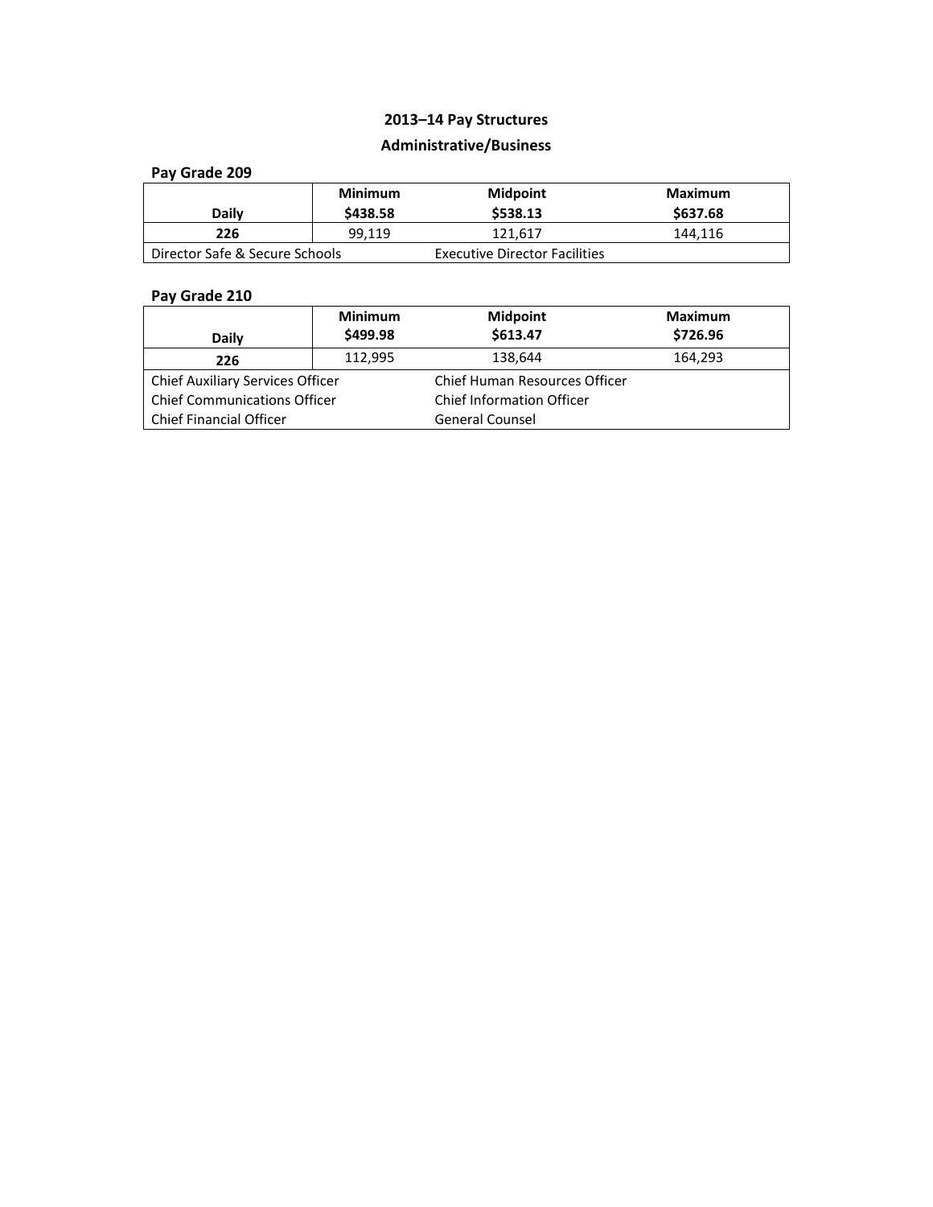## 2013–14 Pay Structures

## Administrative/Business

### Pay Grade 209

| Daily | Minimum<br>$438.58 | Midpoint<br>$538.13 | Maximum<br>$637.68 |
|---|---|---|---|
| **226** | 99,119 | 121,617 | 144,116 |

| | |
|---|---|
| Director Safe & Secure Schools | Executive Director Facilities |

### Pay Grade 210

| Daily | Minimum<br>$499.98 | Midpoint<br>$613.47 | Maximum<br>$726.96 |
|---|---|---|---|
| **226** | 112,995 | 138,644 | 164,293 |

| | |
|---|---|
| Chief Auxiliary Services Officer | Chief Human Resources Officer |
| Chief Communications Officer | Chief Information Officer |
| Chief Financial Officer | General Counsel |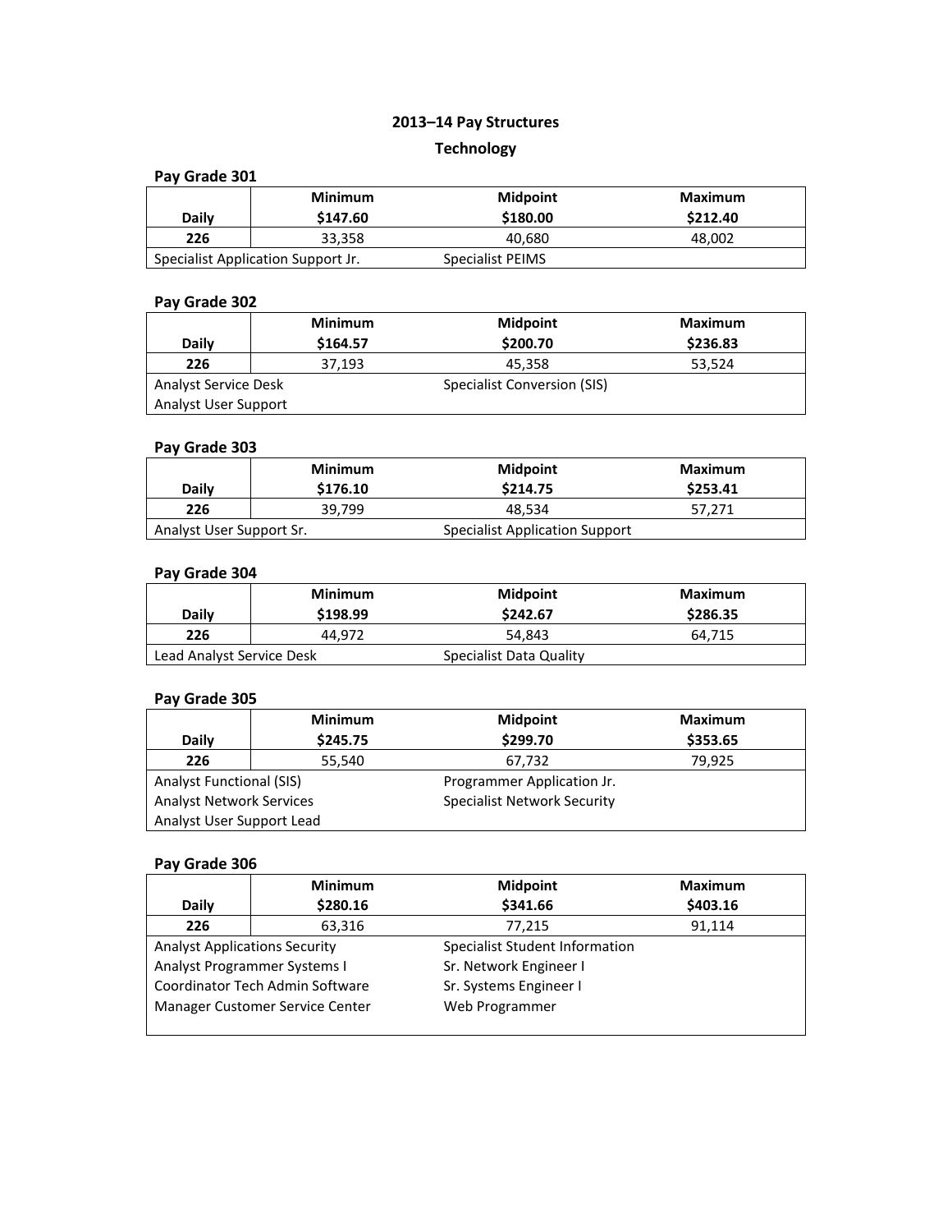# 2013–14 Pay Structures

## Technology

### Pay Grade 301

| Daily | Minimum $147.60 | Midpoint $180.00 | Maximum $212.40 |
|---|---|---|---|
| 226 | 33,358 | 40,680 | 48,002 |

Specialist Application Support Jr.
Specialist PEIMS

### Pay Grade 302

| Daily | Minimum $164.57 | Midpoint $200.70 | Maximum $236.83 |
|---|---|---|---|
| 226 | 37,193 | 45,358 | 53,524 |

Analyst Service Desk
Analyst User Support
Specialist Conversion (SIS)

### Pay Grade 303

| Daily | Minimum $176.10 | Midpoint $214.75 | Maximum $253.41 |
|---|---|---|---|
| 226 | 39,799 | 48,534 | 57,271 |

Analyst User Support Sr.
Specialist Application Support

### Pay Grade 304

| Daily | Minimum $198.99 | Midpoint $242.67 | Maximum $286.35 |
|---|---|---|---|
| 226 | 44,972 | 54,843 | 64,715 |

Lead Analyst Service Desk
Specialist Data Quality

### Pay Grade 305

| Daily | Minimum $245.75 | Midpoint $299.70 | Maximum $353.65 |
|---|---|---|---|
| 226 | 55,540 | 67,732 | 79,925 |

Analyst Functional (SIS)
Analyst Network Services
Analyst User Support Lead
Programmer Application Jr.
Specialist Network Security

### Pay Grade 306

| Daily | Minimum $280.16 | Midpoint $341.66 | Maximum $403.16 |
|---|---|---|---|
| 226 | 63,316 | 77,215 | 91,114 |

Analyst Applications Security
Analyst Programmer Systems I
Coordinator Tech Admin Software
Manager Customer Service Center
Specialist Student Information
Sr. Network Engineer I
Sr. Systems Engineer I
Web Programmer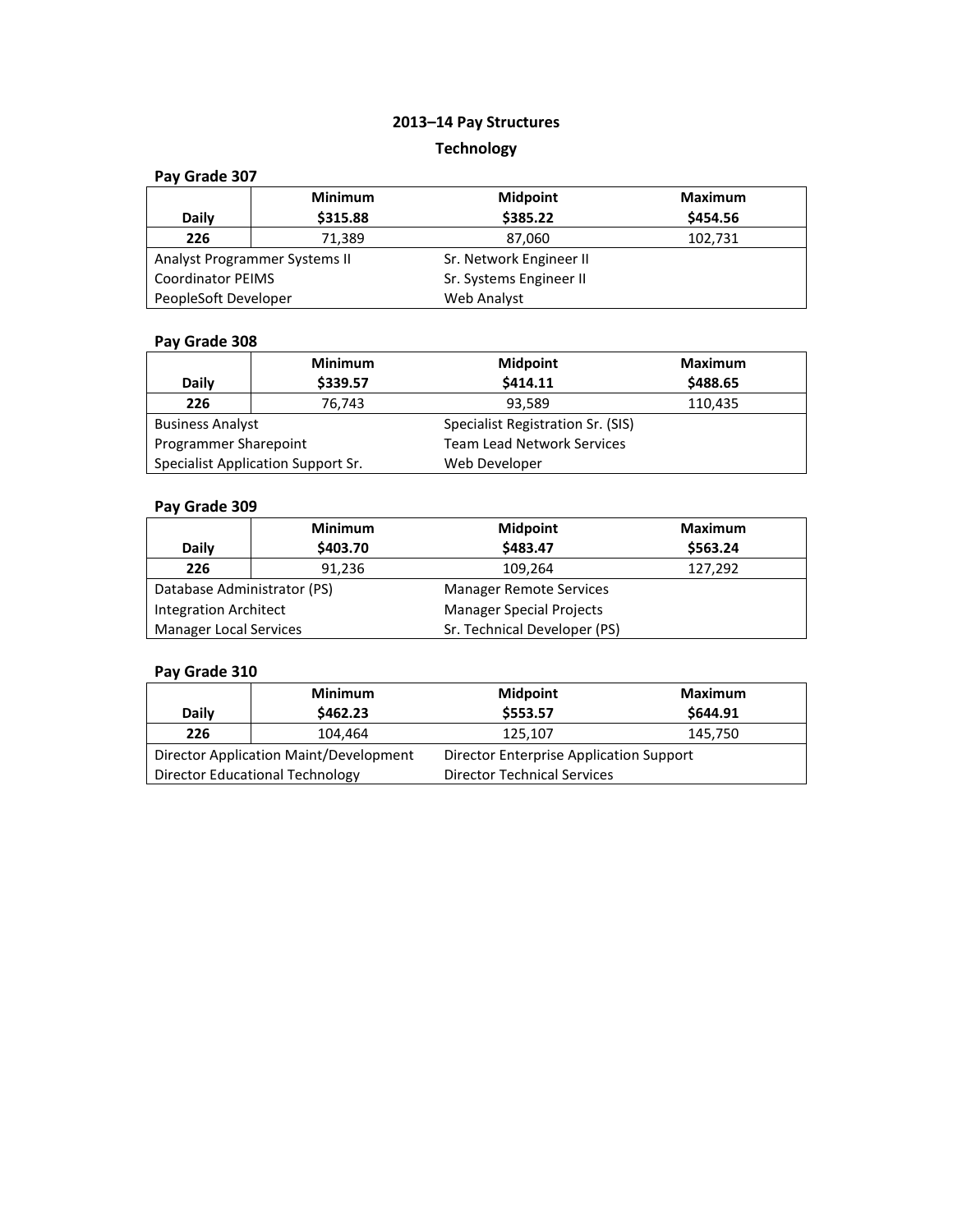## 2013–14 Pay Structures

## Technology

### Pay Grade 307

| Daily | Minimum | Midpoint | Maximum |
|---|---|---|---|
| | **$315.88** | **$385.22** | **$454.56** |
| **226** | 71,389 | 87,060 | 102,731 |

| | |
|---|---|
| Analyst Programmer Systems II | Sr. Network Engineer II |
| Coordinator PEIMS | Sr. Systems Engineer II |
| PeopleSoft Developer | Web Analyst |

### Pay Grade 308

| Daily | Minimum | Midpoint | Maximum |
|---|---|---|---|
| | **$339.57** | **$414.11** | **$488.65** |
| **226** | 76,743 | 93,589 | 110,435 |

| | |
|---|---|
| Business Analyst | Specialist Registration Sr. (SIS) |
| Programmer Sharepoint | Team Lead Network Services |
| Specialist Application Support Sr. | Web Developer |

### Pay Grade 309

| Daily | Minimum | Midpoint | Maximum |
|---|---|---|---|
| | **$403.70** | **$483.47** | **$563.24** |
| **226** | 91,236 | 109,264 | 127,292 |

| | |
|---|---|
| Database Administrator (PS) | Manager Remote Services |
| Integration Architect | Manager Special Projects |
| Manager Local Services | Sr. Technical Developer (PS) |

### Pay Grade 310

| Daily | Minimum | Midpoint | Maximum |
|---|---|---|---|
| | **$462.23** | **$553.57** | **$644.91** |
| **226** | 104,464 | 125,107 | 145,750 |

| | |
|---|---|
| Director Application Maint/Development | Director Enterprise Application Support |
| Director Educational Technology | Director Technical Services |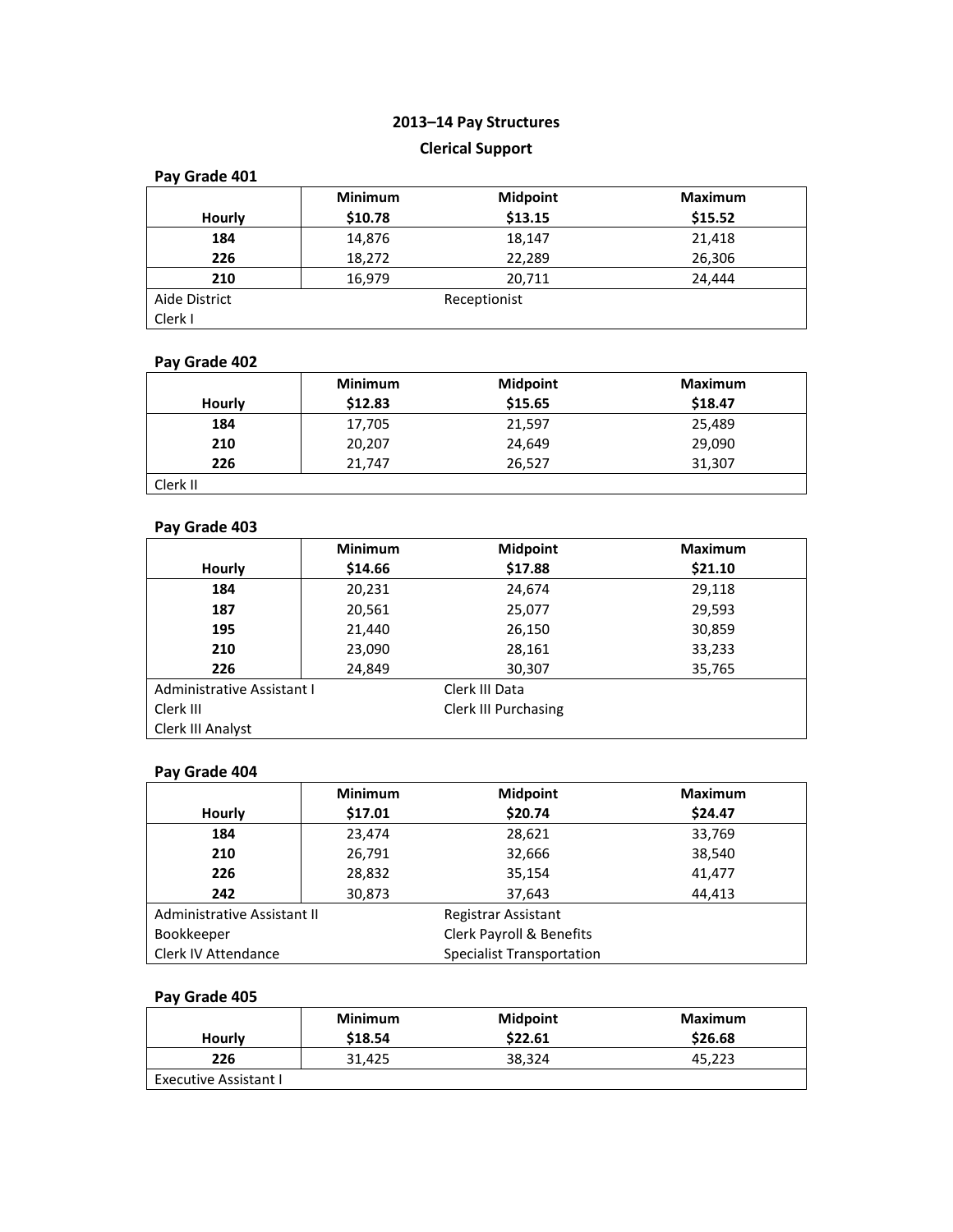# 2013–14 Pay Structures

## Clerical Support

### Pay Grade 401

| Hourly | Minimum $10.78 | Midpoint $13.15 | Maximum $15.52 |
|---|---|---|---|
| **184** | 14,876 | 18,147 | 21,418 |
| **226** | 18,272 | 22,289 | 26,306 |
| **210** | 16,979 | 20,711 | 24,444 |

Aide District
Clerk I
Receptionist

### Pay Grade 402

| Hourly | Minimum $12.83 | Midpoint $15.65 | Maximum $18.47 |
|---|---|---|---|
| **184** | 17,705 | 21,597 | 25,489 |
| **210** | 20,207 | 24,649 | 29,090 |
| **226** | 21,747 | 26,527 | 31,307 |

Clerk II

### Pay Grade 403

| Hourly | Minimum $14.66 | Midpoint $17.88 | Maximum $21.10 |
|---|---|---|---|
| **184** | 20,231 | 24,674 | 29,118 |
| **187** | 20,561 | 25,077 | 29,593 |
| **195** | 21,440 | 26,150 | 30,859 |
| **210** | 23,090 | 28,161 | 33,233 |
| **226** | 24,849 | 30,307 | 35,765 |

Administrative Assistant I
Clerk III
Clerk III Analyst
Clerk III Data
Clerk III Purchasing

### Pay Grade 404

| Hourly | Minimum $17.01 | Midpoint $20.74 | Maximum $24.47 |
|---|---|---|---|
| **184** | 23,474 | 28,621 | 33,769 |
| **210** | 26,791 | 32,666 | 38,540 |
| **226** | 28,832 | 35,154 | 41,477 |
| **242** | 30,873 | 37,643 | 44,413 |

Administrative Assistant II
Bookkeeper
Clerk IV Attendance
Registrar Assistant
Clerk Payroll & Benefits
Specialist Transportation

### Pay Grade 405

| Hourly | Minimum $18.54 | Midpoint $22.61 | Maximum $26.68 |
|---|---|---|---|
| **226** | 31,425 | 38,324 | 45,223 |

Executive Assistant I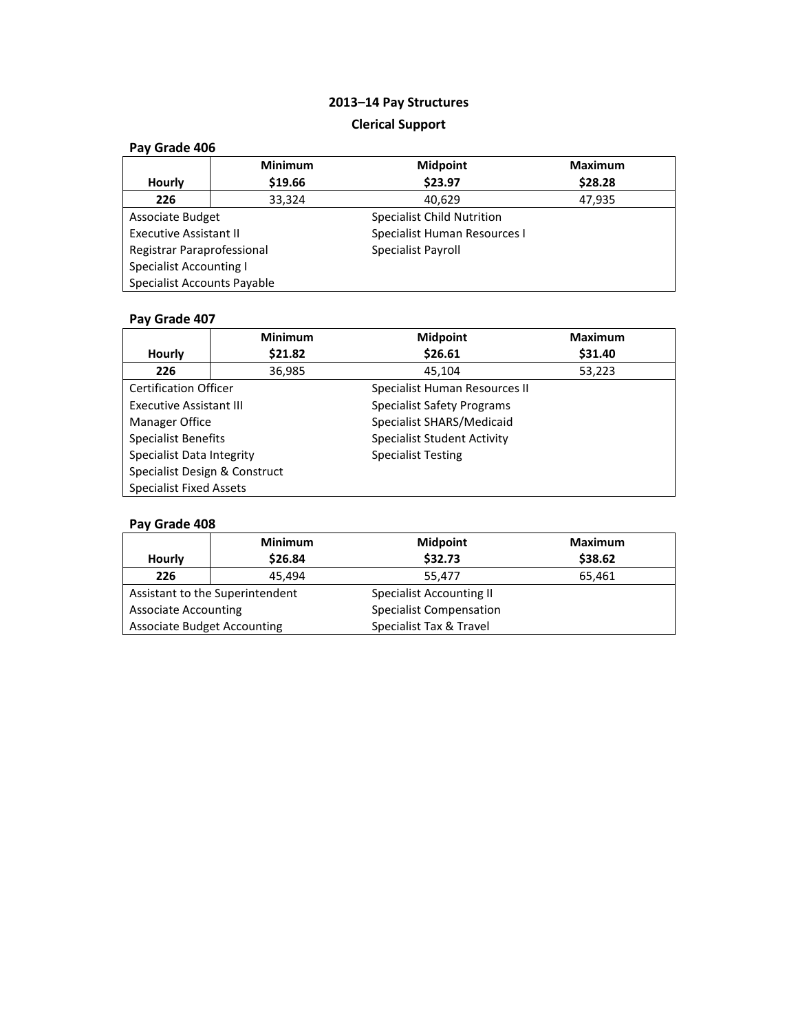# 2013–14 Pay Structures

## Clerical Support

### Pay Grade 406

| Hourly | Minimum<br>$19.66 | Midpoint<br>$23.97 | Maximum<br>$28.28 |
|---|---|---|---|
| **226** | 33,324 | 40,629 | 47,935 |

| | |
|---|---|
| Associate Budget | Specialist Child Nutrition |
| Executive Assistant II | Specialist Human Resources I |
| Registrar Paraprofessional | Specialist Payroll |
| Specialist Accounting I | |
| Specialist Accounts Payable | |

### Pay Grade 407

| Hourly | Minimum<br>$21.82 | Midpoint<br>$26.61 | Maximum<br>$31.40 |
|---|---|---|---|
| **226** | 36,985 | 45,104 | 53,223 |

| | |
|---|---|
| Certification Officer | Specialist Human Resources II |
| Executive Assistant III | Specialist Safety Programs |
| Manager Office | Specialist SHARS/Medicaid |
| Specialist Benefits | Specialist Student Activity |
| Specialist Data Integrity | Specialist Testing |
| Specialist Design & Construct | |
| Specialist Fixed Assets | |

### Pay Grade 408

| Hourly | Minimum<br>$26.84 | Midpoint<br>$32.73 | Maximum<br>$38.62 |
|---|---|---|---|
| **226** | 45,494 | 55,477 | 65,461 |

| | |
|---|---|
| Assistant to the Superintendent | Specialist Accounting II |
| Associate Accounting | Specialist Compensation |
| Associate Budget Accounting | Specialist Tax & Travel |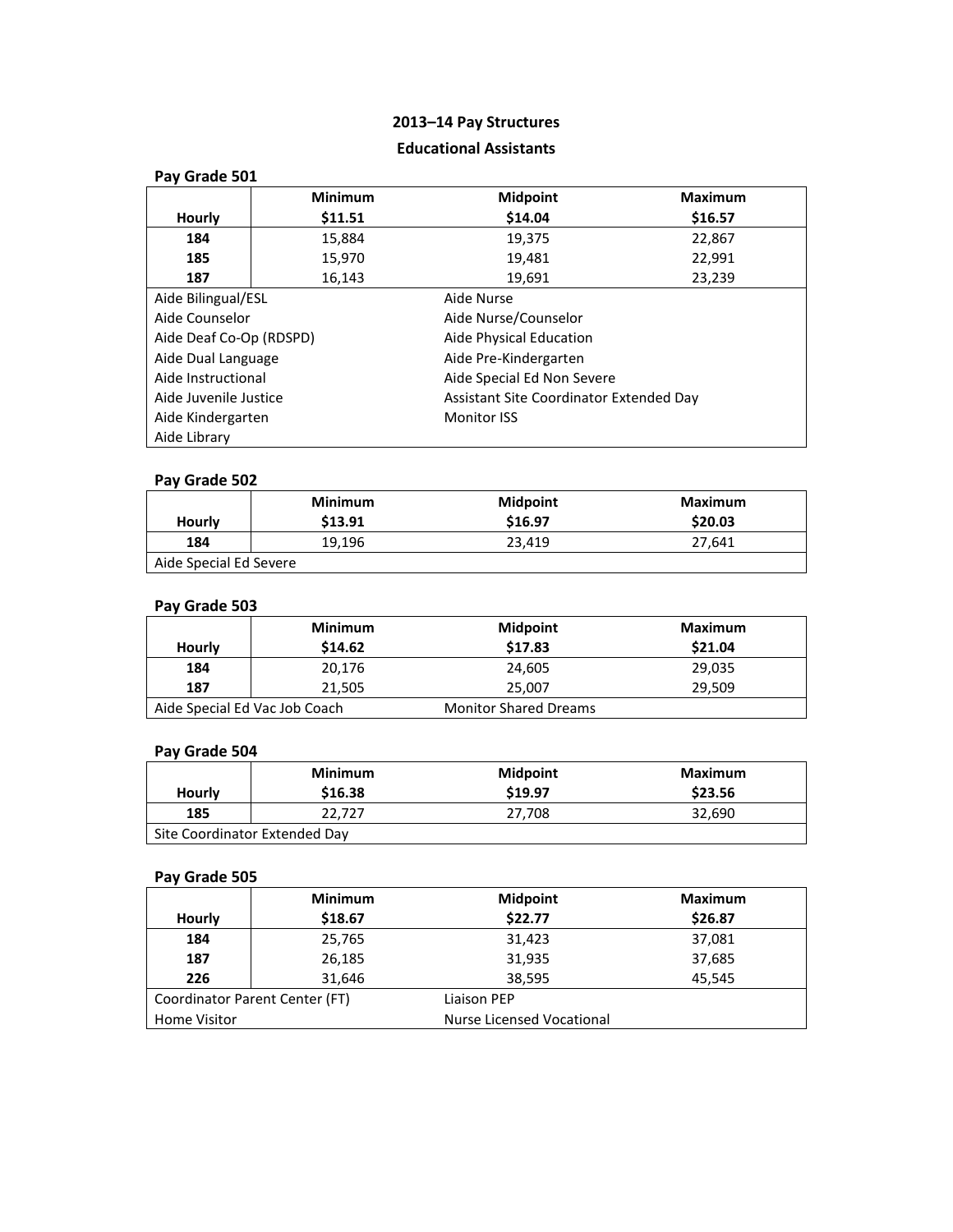## 2013–14 Pay Structures

## Educational Assistants

### Pay Grade 501

| Hourly | Minimum $11.51 | Midpoint $14.04 | Maximum $16.57 |
|---|---|---|---|
| **184** | 15,884 | 19,375 | 22,867 |
| **185** | 15,970 | 19,481 | 22,991 |
| **187** | 16,143 | 19,691 | 23,239 |

| | |
|---|---|
| Aide Bilingual/ESL | Aide Nurse |
| Aide Counselor | Aide Nurse/Counselor |
| Aide Deaf Co-Op (RDSPD) | Aide Physical Education |
| Aide Dual Language | Aide Pre-Kindergarten |
| Aide Instructional | Aide Special Ed Non Severe |
| Aide Juvenile Justice | Assistant Site Coordinator Extended Day |
| Aide Kindergarten | Monitor ISS |
| Aide Library | |

### Pay Grade 502

| Hourly | Minimum $13.91 | Midpoint $16.97 | Maximum $20.03 |
|---|---|---|---|
| **184** | 19,196 | 23,419 | 27,641 |

Aide Special Ed Severe

### Pay Grade 503

| Hourly | Minimum $14.62 | Midpoint $17.83 | Maximum $21.04 |
|---|---|---|---|
| **184** | 20,176 | 24,605 | 29,035 |
| **187** | 21,505 | 25,007 | 29,509 |

| | |
|---|---|
| Aide Special Ed Vac Job Coach | Monitor Shared Dreams |

### Pay Grade 504

| Hourly | Minimum $16.38 | Midpoint $19.97 | Maximum $23.56 |
|---|---|---|---|
| **185** | 22,727 | 27,708 | 32,690 |

Site Coordinator Extended Day

### Pay Grade 505

| Hourly | Minimum $18.67 | Midpoint $22.77 | Maximum $26.87 |
|---|---|---|---|
| **184** | 25,765 | 31,423 | 37,081 |
| **187** | 26,185 | 31,935 | 37,685 |
| **226** | 31,646 | 38,595 | 45,545 |

| | |
|---|---|
| Coordinator Parent Center (FT) | Liaison PEP |
| Home Visitor | Nurse Licensed Vocational |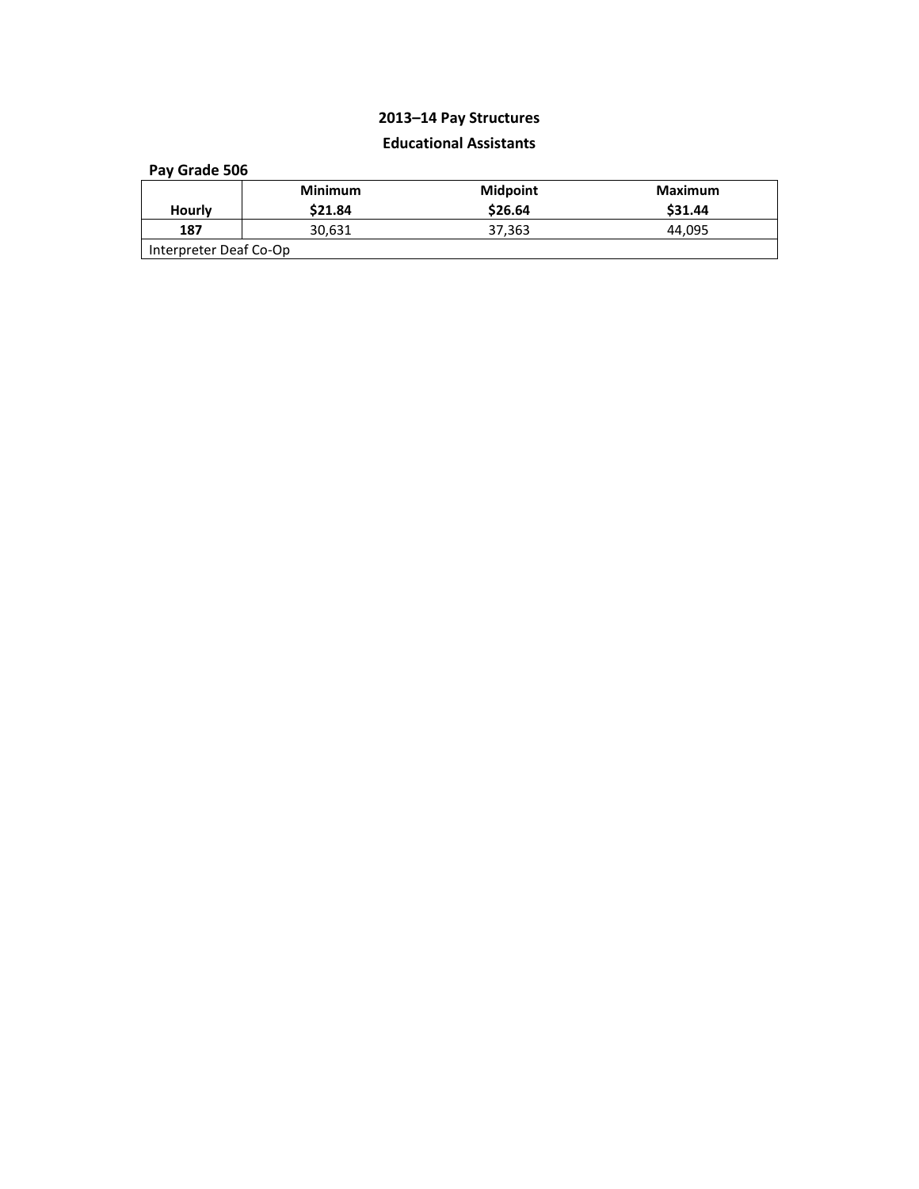## 2013–14 Pay Structures

## Educational Assistants

**Pay Grade 506**

| Hourly | Minimum<br>$21.84 | Midpoint<br>$26.64 | Maximum<br>$31.44 |
|---|---|---|---|
| **187** | 30,631 | 37,363 | 44,095 |
| Interpreter Deaf Co-Op | | | |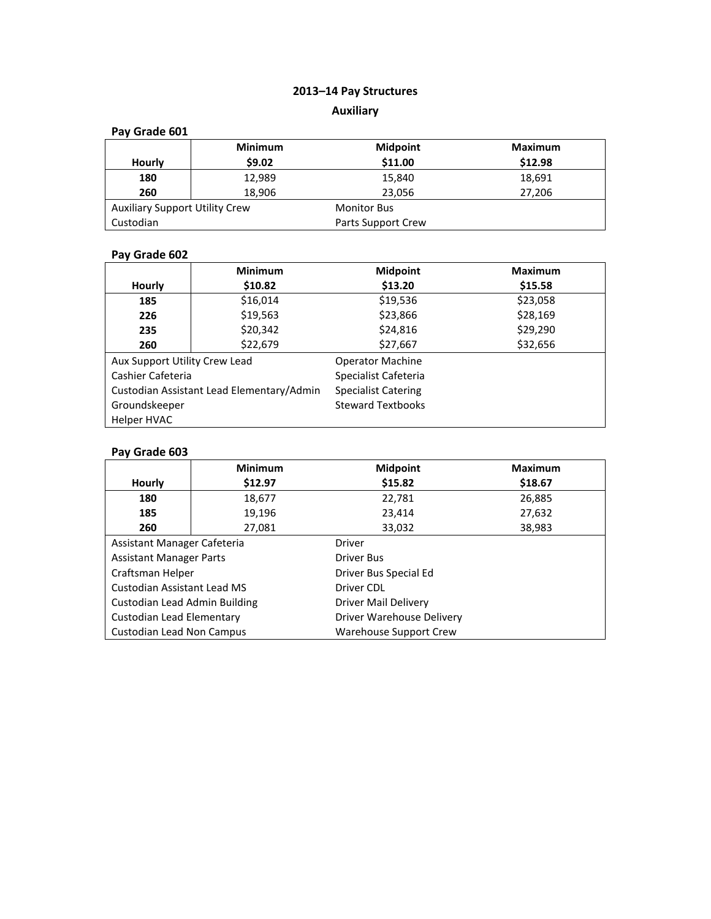# 2013–14 Pay Structures

## Auxiliary

### Pay Grade 601

| Hourly | Minimum<br>$9.02 | Midpoint<br>$11.00 | Maximum<br>$12.98 |
|---|---|---|---|
| **180** | 12,989 | 15,840 | 18,691 |
| **260** | 18,906 | 23,056 | 27,206 |

| | |
|---|---|
| Auxiliary Support Utility Crew | Monitor Bus |
| Custodian | Parts Support Crew |

### Pay Grade 602

| Hourly | Minimum<br>$10.82 | Midpoint<br>$13.20 | Maximum<br>$15.58 |
|---|---|---|---|
| **185** | $16,014 | $19,536 | $23,058 |
| **226** | $19,563 | $23,866 | $28,169 |
| **235** | $20,342 | $24,816 | $29,290 |
| **260** | $22,679 | $27,667 | $32,656 |

| | |
|---|---|
| Aux Support Utility Crew Lead | Operator Machine |
| Cashier Cafeteria | Specialist Cafeteria |
| Custodian Assistant Lead Elementary/Admin | Specialist Catering |
| Groundskeeper | Steward Textbooks |
| Helper HVAC | |

### Pay Grade 603

| Hourly | Minimum<br>$12.97 | Midpoint<br>$15.82 | Maximum<br>$18.67 |
|---|---|---|---|
| **180** | 18,677 | 22,781 | 26,885 |
| **185** | 19,196 | 23,414 | 27,632 |
| **260** | 27,081 | 33,032 | 38,983 |

| | |
|---|---|
| Assistant Manager Cafeteria | Driver |
| Assistant Manager Parts | Driver Bus |
| Craftsman Helper | Driver Bus Special Ed |
| Custodian Assistant Lead MS | Driver CDL |
| Custodian Lead Admin Building | Driver Mail Delivery |
| Custodian Lead Elementary | Driver Warehouse Delivery |
| Custodian Lead Non Campus | Warehouse Support Crew |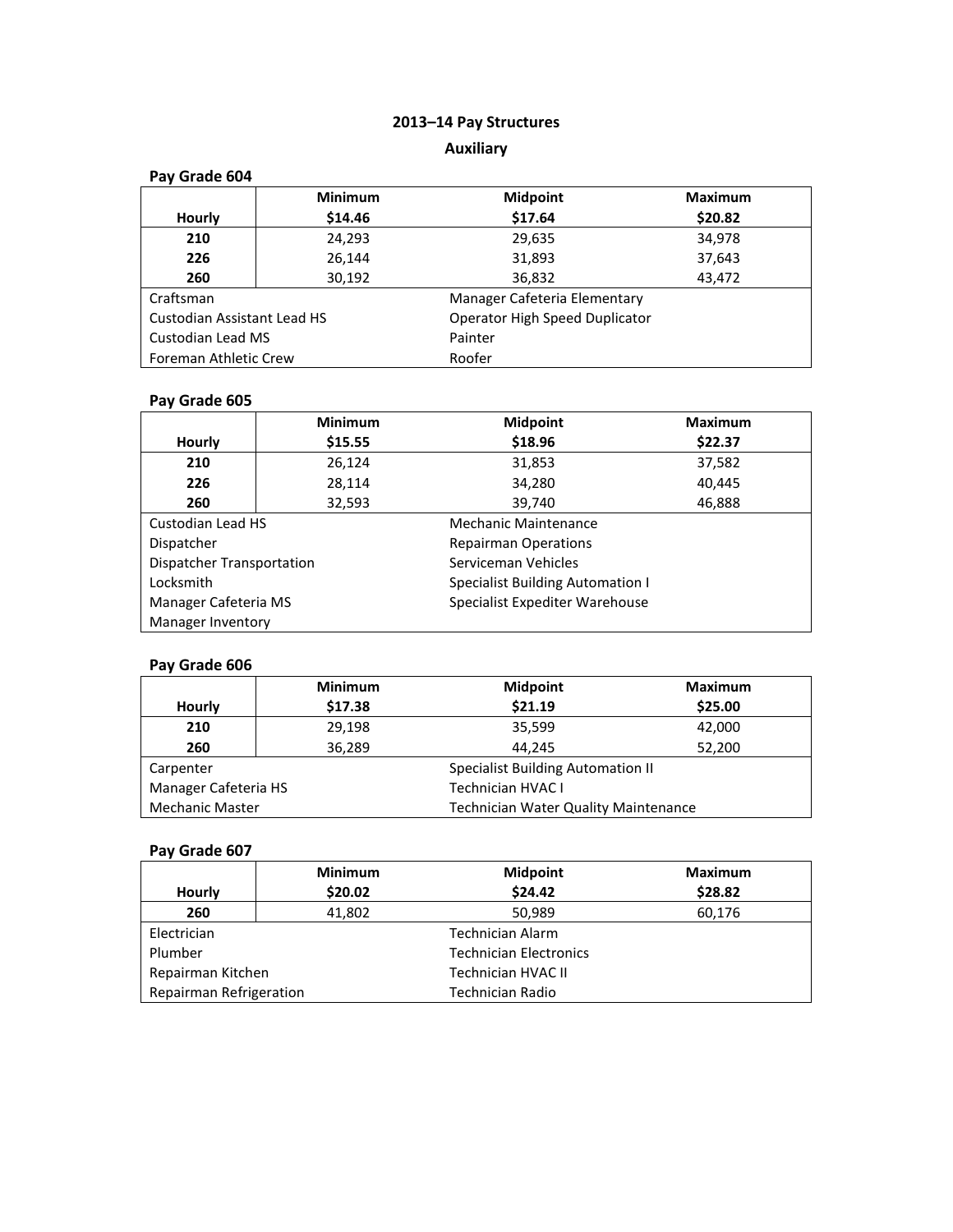## 2013–14 Pay Structures

### Auxiliary

**Pay Grade 604**

| Hourly | Minimum<br>**$14.46** | Midpoint<br>**$17.64** | Maximum<br>**$20.82** |
|---|---|---|---|
| **210** | 24,293 | 29,635 | 34,978 |
| **226** | 26,144 | 31,893 | 37,643 |
| **260** | 30,192 | 36,832 | 43,472 |

| | |
|---|---|
| Craftsman | Manager Cafeteria Elementary |
| Custodian Assistant Lead HS | Operator High Speed Duplicator |
| Custodian Lead MS | Painter |
| Foreman Athletic Crew | Roofer |

**Pay Grade 605**

| Hourly | Minimum<br>**$15.55** | Midpoint<br>**$18.96** | Maximum<br>**$22.37** |
|---|---|---|---|
| **210** | 26,124 | 31,853 | 37,582 |
| **226** | 28,114 | 34,280 | 40,445 |
| **260** | 32,593 | 39,740 | 46,888 |

| | |
|---|---|
| Custodian Lead HS | Mechanic Maintenance |
| Dispatcher | Repairman Operations |
| Dispatcher Transportation | Serviceman Vehicles |
| Locksmith | Specialist Building Automation I |
| Manager Cafeteria MS | Specialist Expediter Warehouse |
| Manager Inventory | |

**Pay Grade 606**

| Hourly | Minimum<br>**$17.38** | Midpoint<br>**$21.19** | Maximum<br>**$25.00** |
|---|---|---|---|
| **210** | 29,198 | 35,599 | 42,000 |
| **260** | 36,289 | 44,245 | 52,200 |

| | |
|---|---|
| Carpenter | Specialist Building Automation II |
| Manager Cafeteria HS | Technician HVAC I |
| Mechanic Master | Technician Water Quality Maintenance |

**Pay Grade 607**

| Hourly | Minimum<br>**$20.02** | Midpoint<br>**$24.42** | Maximum<br>**$28.82** |
|---|---|---|---|
| **260** | 41,802 | 50,989 | 60,176 |

| | |
|---|---|
| Electrician | Technician Alarm |
| Plumber | Technician Electronics |
| Repairman Kitchen | Technician HVAC II |
| Repairman Refrigeration | Technician Radio |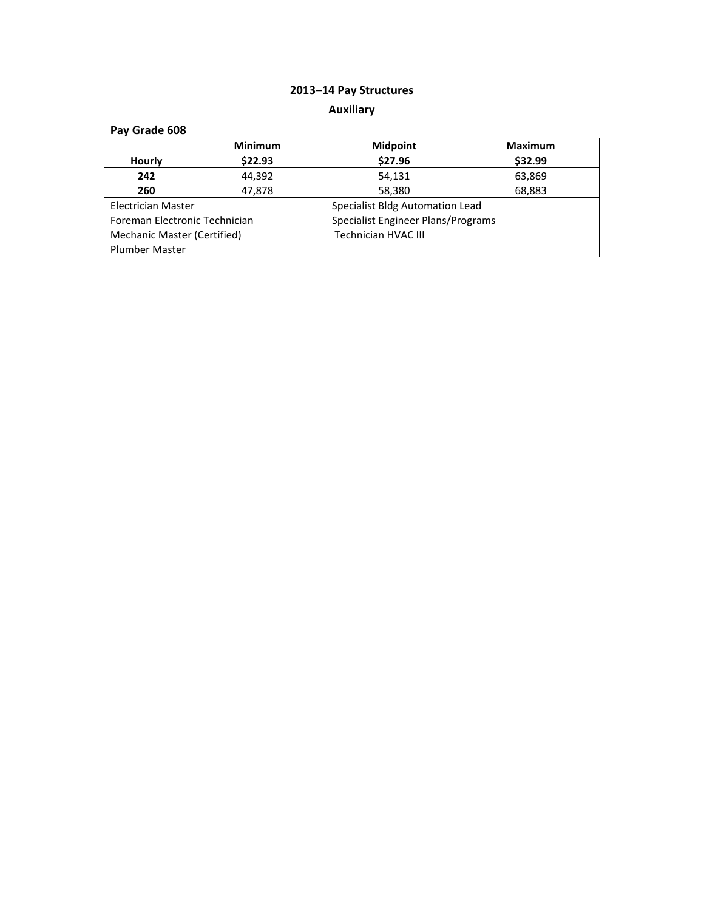# 2013–14 Pay Structures

## Auxiliary

**Pay Grade 608**

| Hourly | Minimum<br>$22.93 | Midpoint<br>$27.96 | Maximum<br>$32.99 |
|---|---|---|---|
| **242** | 44,392 | 54,131 | 63,869 |
| **260** | 47,878 | 58,380 | 68,883 |

- Electrician Master
- Foreman Electronic Technician
- Mechanic Master (Certified)
- Plumber Master
- Specialist Bldg Automation Lead
- Specialist Engineer Plans/Programs
- Technician HVAC III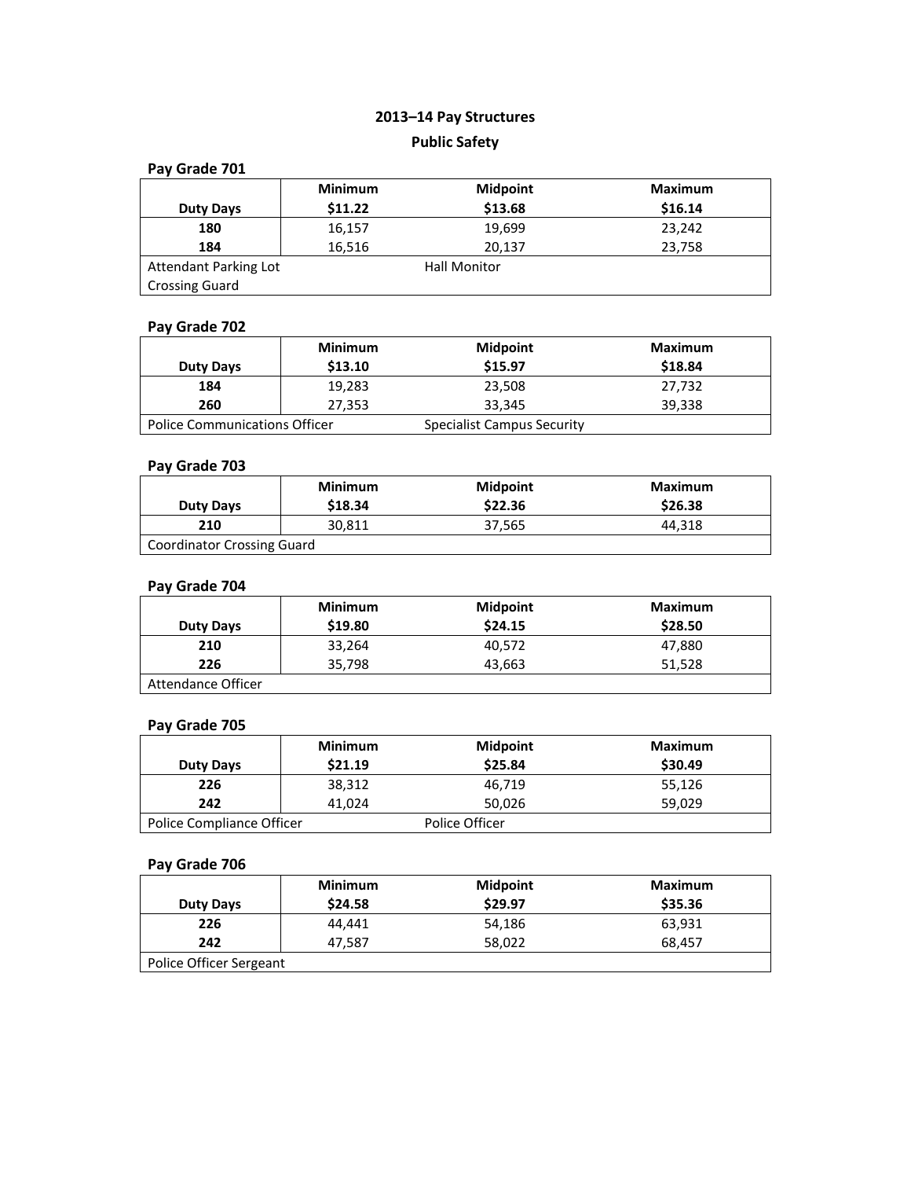## 2013–14 Pay Structures

## Public Safety

### Pay Grade 701

| Duty Days | Minimum $11.22 | Midpoint $13.68 | Maximum $16.14 |
|---|---|---|---|
| **180** | 16,157 | 19,699 | 23,242 |
| **184** | 16,516 | 20,137 | 23,758 |

Attendant Parking Lot
Crossing Guard
Hall Monitor

### Pay Grade 702

| Duty Days | Minimum $13.10 | Midpoint $15.97 | Maximum $18.84 |
|---|---|---|---|
| **184** | 19,283 | 23,508 | 27,732 |
| **260** | 27,353 | 33,345 | 39,338 |

Police Communications Officer
Specialist Campus Security

### Pay Grade 703

| Duty Days | Minimum $18.34 | Midpoint $22.36 | Maximum $26.38 |
|---|---|---|---|
| **210** | 30,811 | 37,565 | 44,318 |

Coordinator Crossing Guard

### Pay Grade 704

| Duty Days | Minimum $19.80 | Midpoint $24.15 | Maximum $28.50 |
|---|---|---|---|
| **210** | 33,264 | 40,572 | 47,880 |
| **226** | 35,798 | 43,663 | 51,528 |

Attendance Officer

### Pay Grade 705

| Duty Days | Minimum $21.19 | Midpoint $25.84 | Maximum $30.49 |
|---|---|---|---|
| **226** | 38,312 | 46,719 | 55,126 |
| **242** | 41,024 | 50,026 | 59,029 |

Police Compliance Officer
Police Officer

### Pay Grade 706

| Duty Days | Minimum $24.58 | Midpoint $29.97 | Maximum $35.36 |
|---|---|---|---|
| **226** | 44,441 | 54,186 | 63,931 |
| **242** | 47,587 | 58,022 | 68,457 |

Police Officer Sergeant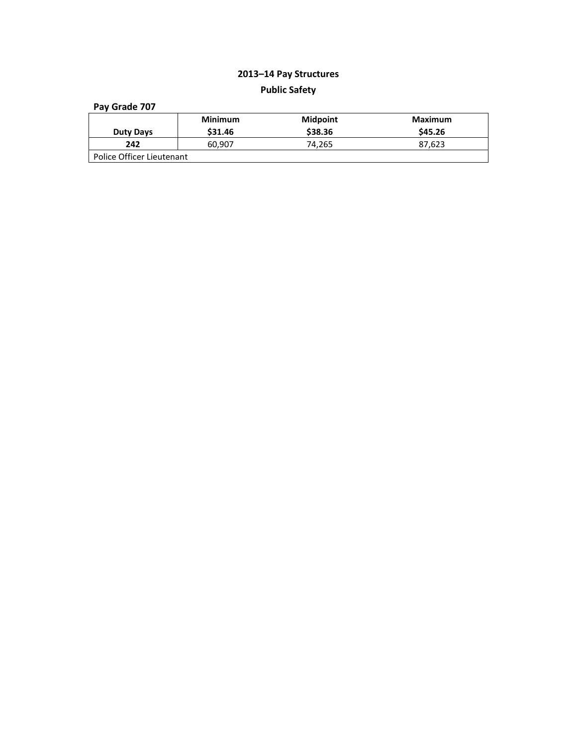# 2013–14 Pay Structures

## Public Safety

### Pay Grade 707

| Duty Days | Minimum<br>$31.46 | Midpoint<br>$38.36 | Maximum<br>$45.26 |
|---|---|---|---|
| **242** | 60,907 | 74,265 | 87,623 |
| Police Officer Lieutenant | | | |